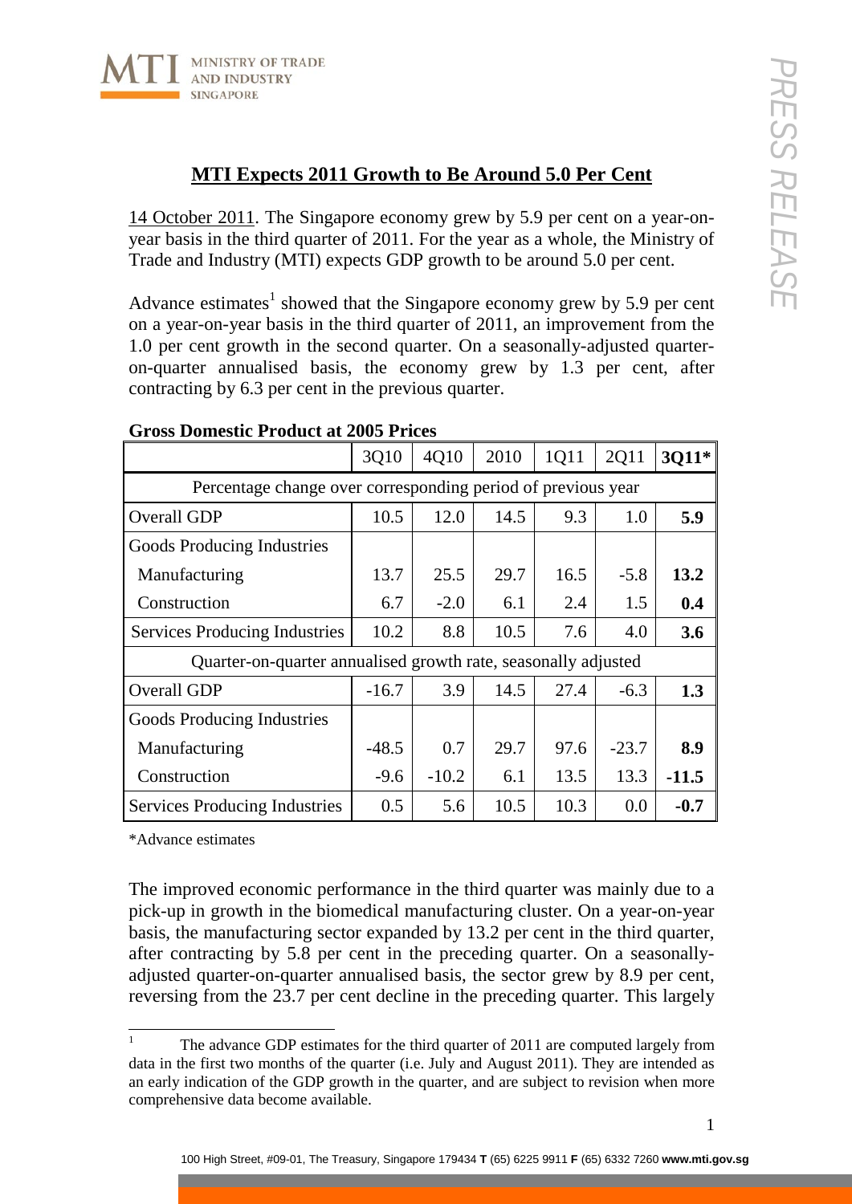# MTI Expects 2011 Growth to Be Around 5.0 Per Cent

14 October 2011. The Singapore economy grew by 5.9 per cent on a year-on-year basis in the third quarter of 2011. For the year as a whole, the Ministry of Trade and Industry (MTI) expects GDP growth to be around 5.0 per cent.

Advance estimates[1] showed that the Singapore economy grew by 5.9 per cent on a year-on-year basis in the third quarter of 2011, an improvement from the 1.0 per cent growth in the second quarter. On a seasonally-adjusted quarter-on-quarter annualised basis, the economy grew by 1.3 per cent, after contracting by 6.3 per cent in the previous quarter.

**Gross Domestic Product at 2005 Prices**

| | 3Q10 | 4Q10 | 2010 | 1Q11 | 2Q11 | **3Q11*** |
|---|---|---|---|---|---|---|
| Percentage change over corresponding period of previous year | | | | | | |
| Overall GDP | 10.5 | 12.0 | 14.5 | 9.3 | 1.0 | **5.9** |
| Goods Producing Industries | | | | | | |
| Manufacturing | 13.7 | 25.5 | 29.7 | 16.5 | -5.8 | **13.2** |
| Construction | 6.7 | -2.0 | 6.1 | 2.4 | 1.5 | **0.4** |
| Services Producing Industries | 10.2 | 8.8 | 10.5 | 7.6 | 4.0 | **3.6** |
| Quarter-on-quarter annualised growth rate, seasonally adjusted | | | | | | |
| Overall GDP | -16.7 | 3.9 | 14.5 | 27.4 | -6.3 | **1.3** |
| Goods Producing Industries | | | | | | |
| Manufacturing | -48.5 | 0.7 | 29.7 | 97.6 | -23.7 | **8.9** |
| Construction | -9.6 | -10.2 | 6.1 | 13.5 | 13.3 | **-11.5** |
| Services Producing Industries | 0.5 | 5.6 | 10.5 | 10.3 | 0.0 | **-0.7** |

*Advance estimates

The improved economic performance in the third quarter was mainly due to a pick-up in growth in the biomedical manufacturing cluster. On a year-on-year basis, the manufacturing sector expanded by 13.2 per cent in the third quarter, after contracting by 5.8 per cent in the preceding quarter. On a seasonally-adjusted quarter-on-quarter annualised basis, the sector grew by 8.9 per cent, reversing from the 23.7 per cent decline in the preceding quarter. This largely

[1] The advance GDP estimates for the third quarter of 2011 are computed largely from data in the first two months of the quarter (i.e. July and August 2011). They are intended as an early indication of the GDP growth in the quarter, and are subject to revision when more comprehensive data become available.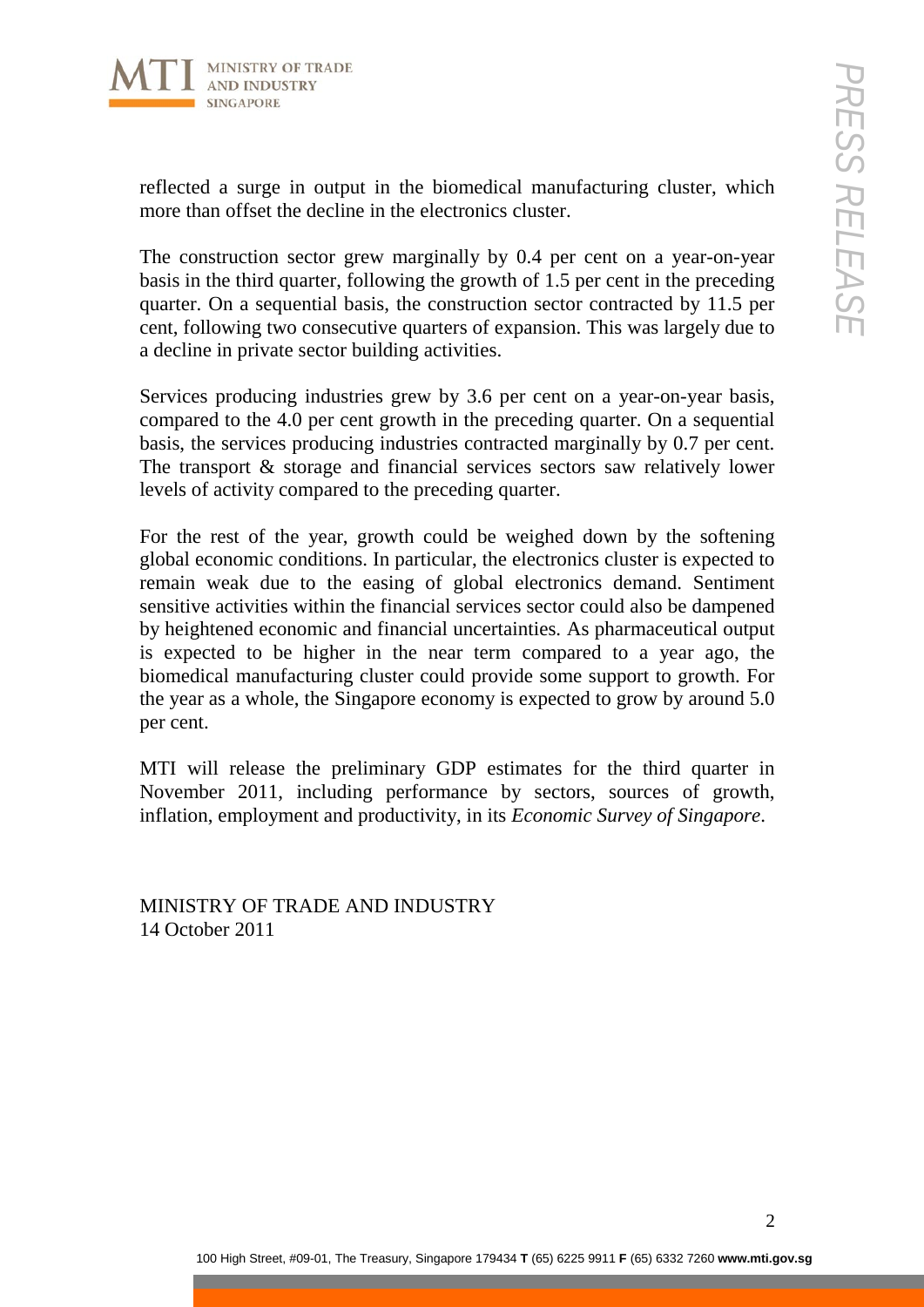reflected a surge in output in the biomedical manufacturing cluster, which more than offset the decline in the electronics cluster.

The construction sector grew marginally by 0.4 per cent on a year-on-year basis in the third quarter, following the growth of 1.5 per cent in the preceding quarter. On a sequential basis, the construction sector contracted by 11.5 per cent, following two consecutive quarters of expansion. This was largely due to a decline in private sector building activities.

Services producing industries grew by 3.6 per cent on a year-on-year basis, compared to the 4.0 per cent growth in the preceding quarter. On a sequential basis, the services producing industries contracted marginally by 0.7 per cent. The transport & storage and financial services sectors saw relatively lower levels of activity compared to the preceding quarter.

For the rest of the year, growth could be weighed down by the softening global economic conditions. In particular, the electronics cluster is expected to remain weak due to the easing of global electronics demand. Sentiment sensitive activities within the financial services sector could also be dampened by heightened economic and financial uncertainties. As pharmaceutical output is expected to be higher in the near term compared to a year ago, the biomedical manufacturing cluster could provide some support to growth. For the year as a whole, the Singapore economy is expected to grow by around 5.0 per cent.

MTI will release the preliminary GDP estimates for the third quarter in November 2011, including performance by sectors, sources of growth, inflation, employment and productivity, in its *Economic Survey of Singapore*.

MINISTRY OF TRADE AND INDUSTRY
14 October 2011